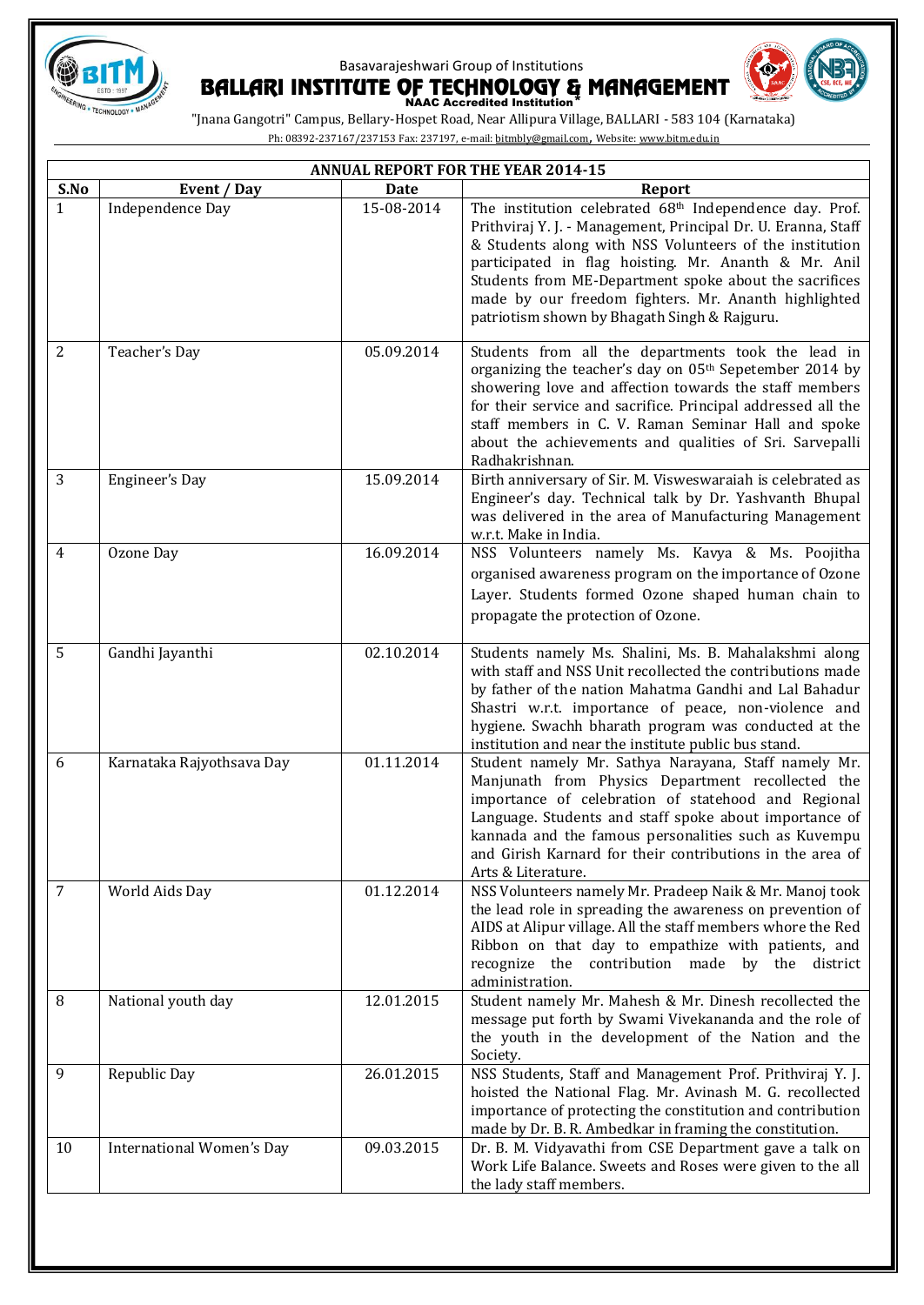Basavarajeshwari Group of Institutions

# BALLARI INSTITUTE OF TECHNOLOGY & MANAGEMENT

**NAAC Accredited Institution***

"Jnana Gangotri" Campus, Bellary-Hospet Road, Near Allipura Village, BALLARI - 583 104 (Karnataka)

Ph: 08392-237167/237153 Fax: 237197, e-mail: bitmbly@gmail.com, Website: www.bitm.edu.in

| ANNUAL REPORT FOR THE YEAR 2014-15 | | | |
|---|---|---|---|
| **S.No** | **Event / Day** | **Date** | **Report** |
| 1 | Independence Day | 15-08-2014 | The institution celebrated 68th Independence day. Prof. Prithviraj Y. J. - Management, Principal Dr. U. Eranna, Staff & Students along with NSS Volunteers of the institution participated in flag hoisting. Mr. Ananth & Mr. Anil Students from ME-Department spoke about the sacrifices made by our freedom fighters. Mr. Ananth highlighted patriotism shown by Bhagath Singh & Rajguru. |
| 2 | Teacher's Day | 05.09.2014 | Students from all the departments took the lead in organizing the teacher's day on 05th Sepetember 2014 by showering love and affection towards the staff members for their service and sacrifice. Principal addressed all the staff members in C. V. Raman Seminar Hall and spoke about the achievements and qualities of Sri. Sarvepalli Radhakrishnan. |
| 3 | Engineer's Day | 15.09.2014 | Birth anniversary of Sir. M. Visweswaraiah is celebrated as Engineer's day. Technical talk by Dr. Yashvanth Bhupal was delivered in the area of Manufacturing Management w.r.t. Make in India. |
| 4 | Ozone Day | 16.09.2014 | NSS Volunteers namely Ms. Kavya & Ms. Poojitha organised awareness program on the importance of Ozone Layer. Students formed Ozone shaped human chain to propagate the protection of Ozone. |
| 5 | Gandhi Jayanthi | 02.10.2014 | Students namely Ms. Shalini, Ms. B. Mahalakshmi along with staff and NSS Unit recollected the contributions made by father of the nation Mahatma Gandhi and Lal Bahadur Shastri w.r.t. importance of peace, non-violence and hygiene. Swachh bharath program was conducted at the institution and near the institute public bus stand. |
| 6 | Karnataka Rajyothsava Day | 01.11.2014 | Student namely Mr. Sathya Narayana, Staff namely Mr. Manjunath from Physics Department recollected the importance of celebration of statehood and Regional Language. Students and staff spoke about importance of kannada and the famous personalities such as Kuvempu and Girish Karnard for their contributions in the area of Arts & Literature. |
| 7 | World Aids Day | 01.12.2014 | NSS Volunteers namely Mr. Pradeep Naik & Mr. Manoj took the lead role in spreading the awareness on prevention of AIDS at Alipur village. All the staff members whore the Red Ribbon on that day to empathize with patients, and recognize the contribution made by the district administration. |
| 8 | National youth day | 12.01.2015 | Student namely Mr. Mahesh & Mr. Dinesh recollected the message put forth by Swami Vivekananda and the role of the youth in the development of the Nation and the Society. |
| 9 | Republic Day | 26.01.2015 | NSS Students, Staff and Management Prof. Prithviraj Y. J. hoisted the National Flag. Mr. Avinash M. G. recollected importance of protecting the constitution and contribution made by Dr. B. R. Ambedkar in framing the constitution. |
| 10 | International Women's Day | 09.03.2015 | Dr. B. M. Vidyavathi from CSE Department gave a talk on Work Life Balance. Sweets and Roses were given to the all the lady staff members. |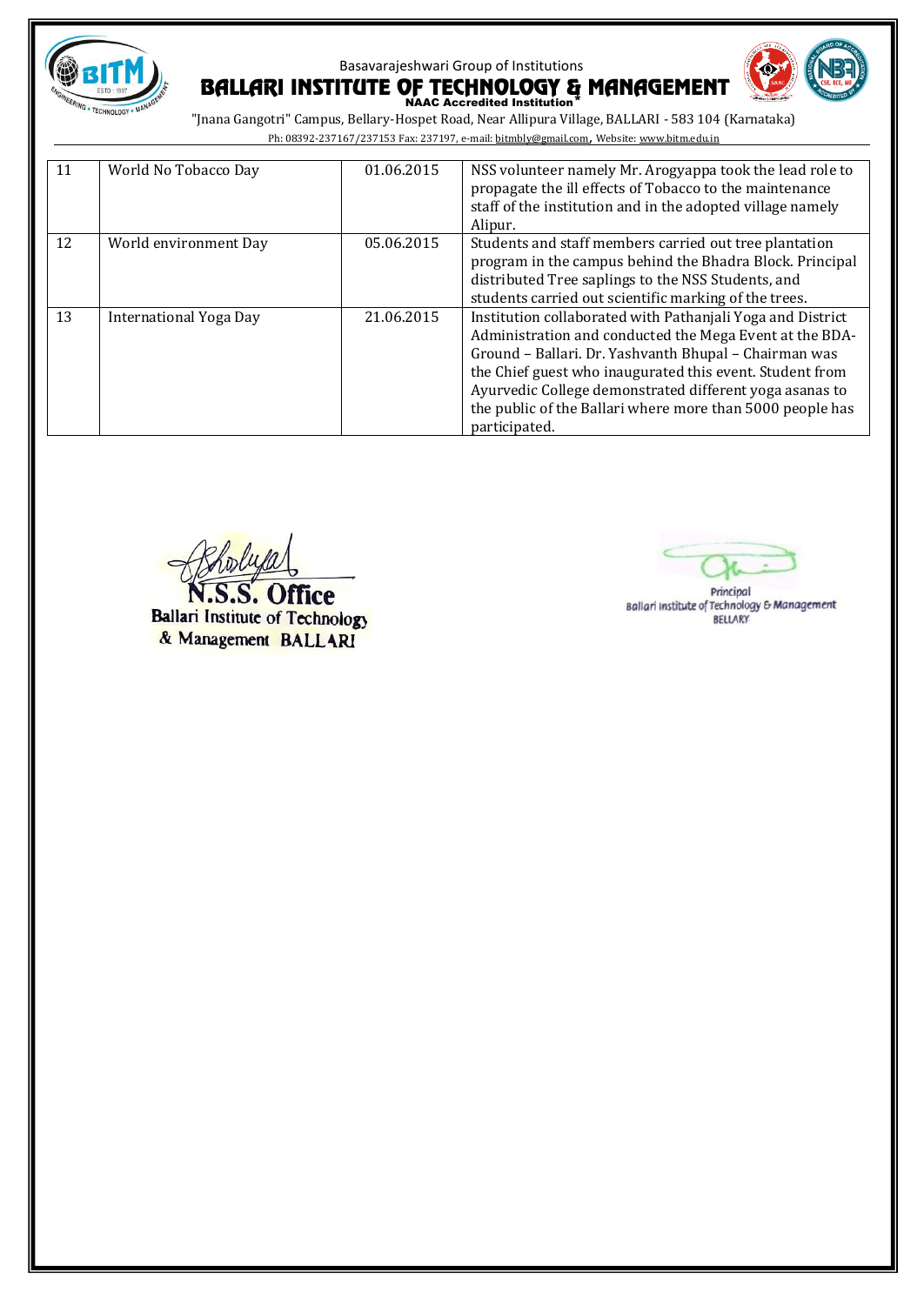| 11 | World No Tobacco Day | 01.06.2015 | NSS volunteer namely Mr. Arogyappa took the lead role to propagate the ill effects of Tobacco to the maintenance staff of the institution and in the adopted village namely Alipur. |
|---|---|---|---|
| 12 | World environment Day | 05.06.2015 | Students and staff members carried out tree plantation program in the campus behind the Bhadra Block. Principal distributed Tree saplings to the NSS Students, and students carried out scientific marking of the trees. |
| 13 | International Yoga Day | 21.06.2015 | Institution collaborated with Pathanjali Yoga and District Administration and conducted the Mega Event at the BDA-Ground – Ballari. Dr. Yashvanth Bhupal – Chairman was the Chief guest who inaugurated this event. Student from Ayurvedic College demonstrated different yoga asanas to the public of the Ballari where more than 5000 people has participated. |

N.S.S. Office
Ballari Institute of Technology
& Management BALLARI

Principal
Ballari Institute of Technology & Management
BELLARY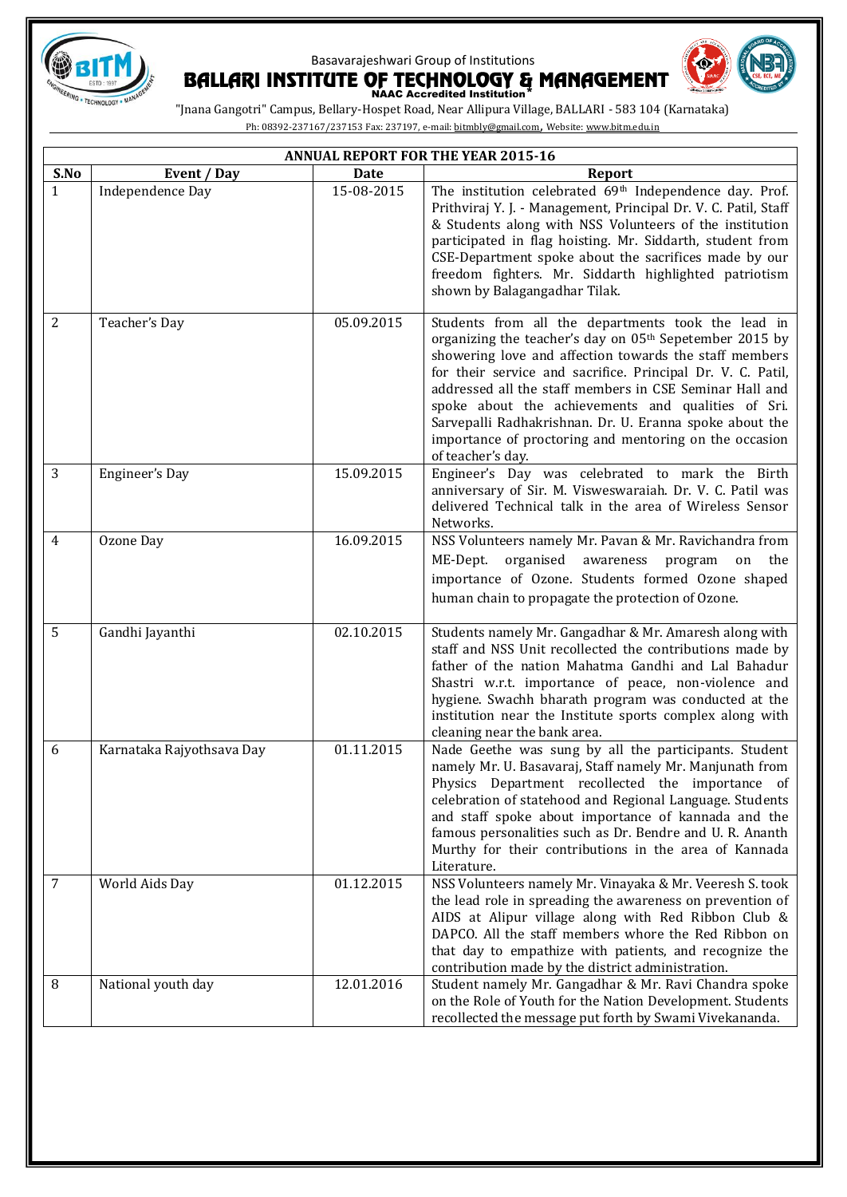Basavarajeshwari Group of Institutions

# BALLARI INSTITUTE OF TECHNOLOGY & MANAGEMENT

**NAAC Accredited Institution***

"Jnana Gangotri" Campus, Bellary-Hospet Road, Near Allipura Village, BALLARI - 583 104 (Karnataka)

Ph: 08392-237167/237153 Fax: 237197, e-mail: bitmbly@gmail.com, Website: www.bitm.edu.in

| ANNUAL REPORT FOR THE YEAR 2015-16 | | | |
|---|---|---|---|
| **S.No** | **Event / Day** | **Date** | **Report** |
| 1 | Independence Day | 15-08-2015 | The institution celebrated 69th Independence day. Prof. Prithviraj Y. J. - Management, Principal Dr. V. C. Patil, Staff & Students along with NSS Volunteers of the institution participated in flag hoisting. Mr. Siddarth, student from CSE-Department spoke about the sacrifices made by our freedom fighters. Mr. Siddarth highlighted patriotism shown by Balagangadhar Tilak. |
| 2 | Teacher's Day | 05.09.2015 | Students from all the departments took the lead in organizing the teacher's day on 05th Sepetember 2015 by showering love and affection towards the staff members for their service and sacrifice. Principal Dr. V. C. Patil, addressed all the staff members in CSE Seminar Hall and spoke about the achievements and qualities of Sri. Sarvepalli Radhakrishnan. Dr. U. Eranna spoke about the importance of proctoring and mentoring on the occasion of teacher's day. |
| 3 | Engineer's Day | 15.09.2015 | Engineer's Day was celebrated to mark the Birth anniversary of Sir. M. Visweswaraiah. Dr. V. C. Patil was delivered Technical talk in the area of Wireless Sensor Networks. |
| 4 | Ozone Day | 16.09.2015 | NSS Volunteers namely Mr. Pavan & Mr. Ravichandra from ME-Dept. organised awareness program on the importance of Ozone. Students formed Ozone shaped human chain to propagate the protection of Ozone. |
| 5 | Gandhi Jayanthi | 02.10.2015 | Students namely Mr. Gangadhar & Mr. Amaresh along with staff and NSS Unit recollected the contributions made by father of the nation Mahatma Gandhi and Lal Bahadur Shastri w.r.t. importance of peace, non-violence and hygiene. Swachh bharath program was conducted at the institution near the Institute sports complex along with cleaning near the bank area. |
| 6 | Karnataka Rajyothsava Day | 01.11.2015 | Nade Geethe was sung by all the participants. Student namely Mr. U. Basavaraj, Staff namely Mr. Manjunath from Physics Department recollected the importance of celebration of statehood and Regional Language. Students and staff spoke about importance of kannada and the famous personalities such as Dr. Bendre and U. R. Ananth Murthy for their contributions in the area of Kannada Literature. |
| 7 | World Aids Day | 01.12.2015 | NSS Volunteers namely Mr. Vinayaka & Mr. Veeresh S. took the lead role in spreading the awareness on prevention of AIDS at Alipur village along with Red Ribbon Club & DAPCO. All the staff members whore the Red Ribbon on that day to empathize with patients, and recognize the contribution made by the district administration. |
| 8 | National youth day | 12.01.2016 | Student namely Mr. Gangadhar & Mr. Ravi Chandra spoke on the Role of Youth for the Nation Development. Students recollected the message put forth by Swami Vivekananda. |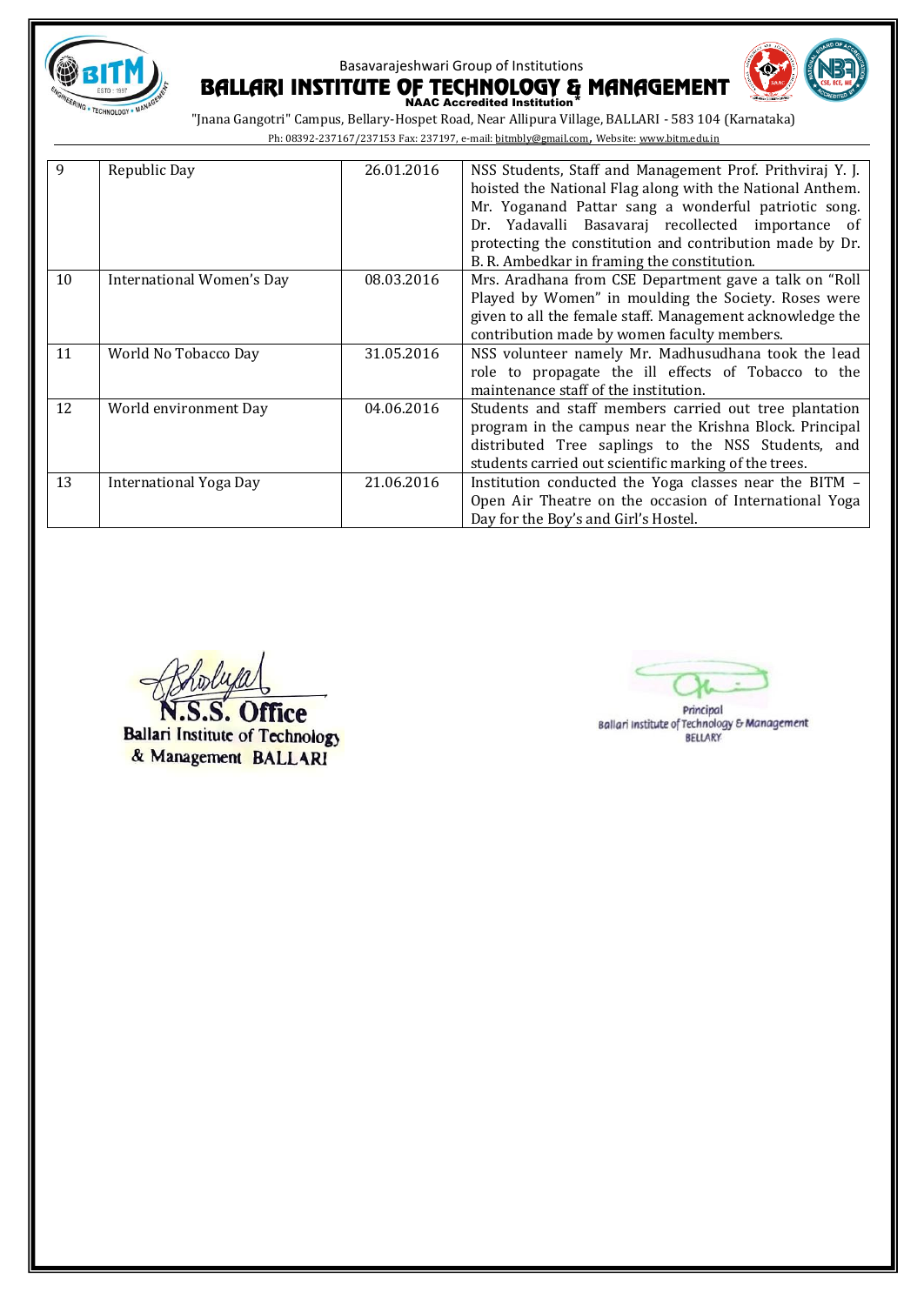Basavarajeshwari Group of Institutions

# BALLARI INSTITUTE OF TECHNOLOGY & MANAGEMENT

**NAAC Accredited Institution***

"Jnana Gangotri" Campus, Bellary-Hospet Road, Near Allipura Village, BALLARI - 583 104 (Karnataka)

Ph: 08392-237167/237153 Fax: 237197, e-mail: bitmbly@gmail.com, Website: www.bitm.edu.in

| 9 | Republic Day | 26.01.2016 | NSS Students, Staff and Management Prof. Prithviraj Y. J. hoisted the National Flag along with the National Anthem. Mr. Yoganand Pattar sang a wonderful patriotic song. Dr. Yadavalli Basavaraj recollected importance of protecting the constitution and contribution made by Dr. B. R. Ambedkar in framing the constitution. |
|---|---|---|---|
| 10 | International Women's Day | 08.03.2016 | Mrs. Aradhana from CSE Department gave a talk on "Roll Played by Women" in moulding the Society. Roses were given to all the female staff. Management acknowledge the contribution made by women faculty members. |
| 11 | World No Tobacco Day | 31.05.2016 | NSS volunteer namely Mr. Madhusudhana took the lead role to propagate the ill effects of Tobacco to the maintenance staff of the institution. |
| 12 | World environment Day | 04.06.2016 | Students and staff members carried out tree plantation program in the campus near the Krishna Block. Principal distributed Tree saplings to the NSS Students, and students carried out scientific marking of the trees. |
| 13 | International Yoga Day | 21.06.2016 | Institution conducted the Yoga classes near the BITM – Open Air Theatre on the occasion of International Yoga Day for the Boy's and Girl's Hostel. |

N.S.S. Office
Ballari Institute of Technology & Management BALLARI

Principal
Ballari Institute of Technology & Management
BELLARY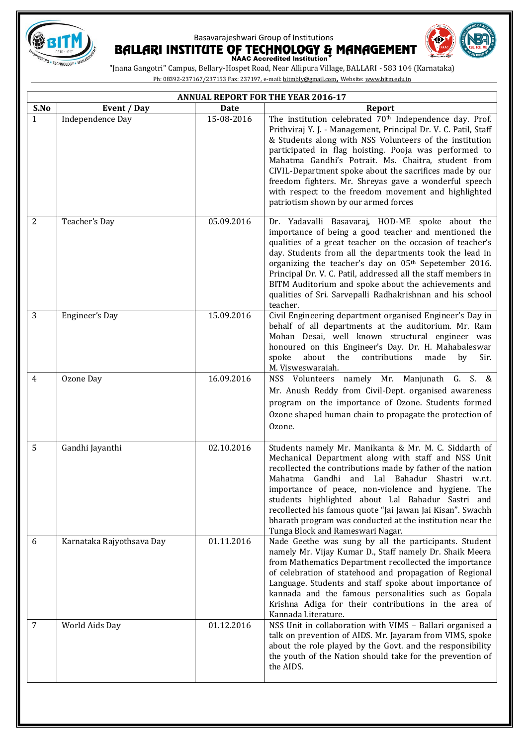Basavarajeshwari Group of Institutions

# BALLARI INSTITUTE OF TECHNOLOGY & MANAGEMENT

**NAAC Accredited Institution***

"Jnana Gangotri" Campus, Bellary-Hospet Road, Near Allipura Village, BALLARI - 583 104 (Karnataka)

Ph: 08392-237167/237153 Fax: 237197, e-mail: bitmbly@gmail.com, Website: www.bitm.edu.in

| **ANNUAL REPORT FOR THE YEAR 2016-17** | | | |
|---|---|---|---|
| **S.No** | **Event / Day** | **Date** | **Report** |
| 1 | Independence Day | 15-08-2016 | The institution celebrated 70th Independence day. Prof. Prithviraj Y. J. - Management, Principal Dr. V. C. Patil, Staff & Students along with NSS Volunteers of the institution participated in flag hoisting. Pooja was performed to Mahatma Gandhi's Potrait. Ms. Chaitra, student from CIVIL-Department spoke about the sacrifices made by our freedom fighters. Mr. Shreyas gave a wonderful speech with respect to the freedom movement and highlighted patriotism shown by our armed forces |
| 2 | Teacher's Day | 05.09.2016 | Dr. Yadavalli Basavaraj, HOD-ME spoke about the importance of being a good teacher and mentioned the qualities of a great teacher on the occasion of teacher's day. Students from all the departments took the lead in organizing the teacher's day on 05th Sepetember 2016. Principal Dr. V. C. Patil, addressed all the staff members in BITM Auditorium and spoke about the achievements and qualities of Sri. Sarvepalli Radhakrishnan and his school teacher. |
| 3 | Engineer's Day | 15.09.2016 | Civil Engineering department organised Engineer's Day in behalf of all departments at the auditorium. Mr. Ram Mohan Desai, well known structural engineer was honoured on this Engineer's Day. Dr. H. Mahabaleswar spoke about the contributions made by Sir. M. Visweswaraiah. |
| 4 | Ozone Day | 16.09.2016 | NSS Volunteers namely Mr. Manjunath G. S. & Mr. Anush Reddy from Civil-Dept. organised awareness program on the importance of Ozone. Students formed Ozone shaped human chain to propagate the protection of Ozone. |
| 5 | Gandhi Jayanthi | 02.10.2016 | Students namely Mr. Manikanta & Mr. M. C. Siddarth of Mechanical Department along with staff and NSS Unit recollected the contributions made by father of the nation Mahatma Gandhi and Lal Bahadur Shastri w.r.t. importance of peace, non-violence and hygiene. The students highlighted about Lal Bahadur Sastri and recollected his famous quote "Jai Jawan Jai Kisan". Swachh bharath program was conducted at the institution near the Tunga Block and Rameswari Nagar. |
| 6 | Karnataka Rajyothsava Day | 01.11.2016 | Nade Geethe was sung by all the participants. Student namely Mr. Vijay Kumar D., Staff namely Dr. Shaik Meera from Mathematics Department recollected the importance of celebration of statehood and propagation of Regional Language. Students and staff spoke about importance of kannada and the famous personalities such as Gopala Krishna Adiga for their contributions in the area of Kannada Literature. |
| 7 | World Aids Day | 01.12.2016 | NSS Unit in collaboration with VIMS – Ballari organised a talk on prevention of AIDS. Mr. Jayaram from VIMS, spoke about the role played by the Govt. and the responsibility the youth of the Nation should take for the prevention of the AIDS. |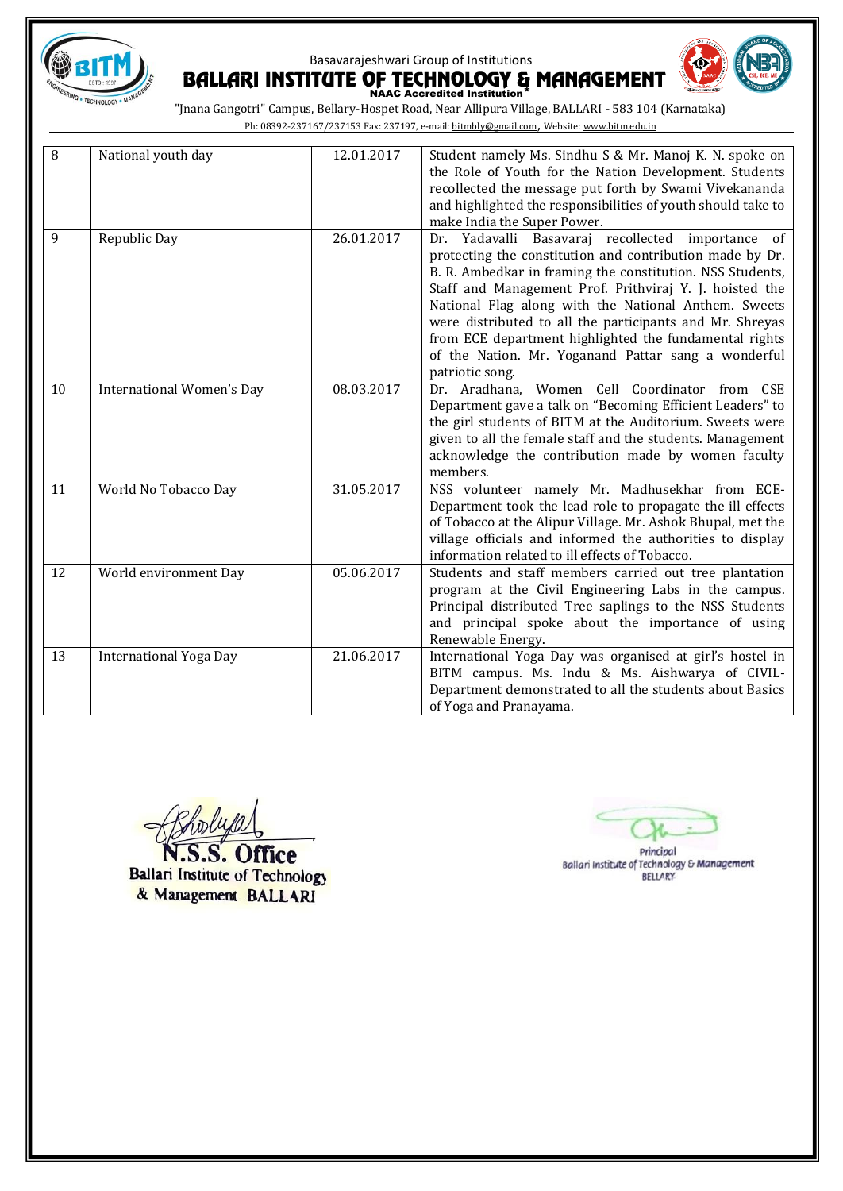| 8 | National youth day | 12.01.2017 | Student namely Ms. Sindhu S & Mr. Manoj K. N. spoke on the Role of Youth for the Nation Development. Students recollected the message put forth by Swami Vivekananda and highlighted the responsibilities of youth should take to make India the Super Power. |
|---|---|---|---|
| 9 | Republic Day | 26.01.2017 | Dr. Yadavalli Basavaraj recollected importance of protecting the constitution and contribution made by Dr. B. R. Ambedkar in framing the constitution. NSS Students, Staff and Management Prof. Prithviraj Y. J. hoisted the National Flag along with the National Anthem. Sweets were distributed to all the participants and Mr. Shreyas from ECE department highlighted the fundamental rights of the Nation. Mr. Yoganand Pattar sang a wonderful patriotic song. |
| 10 | International Women's Day | 08.03.2017 | Dr. Aradhana, Women Cell Coordinator from CSE Department gave a talk on "Becoming Efficient Leaders" to the girl students of BITM at the Auditorium. Sweets were given to all the female staff and the students. Management acknowledge the contribution made by women faculty members. |
| 11 | World No Tobacco Day | 31.05.2017 | NSS volunteer namely Mr. Madhusekhar from ECE-Department took the lead role to propagate the ill effects of Tobacco at the Alipur Village. Mr. Ashok Bhupal, met the village officials and informed the authorities to display information related to ill effects of Tobacco. |
| 12 | World environment Day | 05.06.2017 | Students and staff members carried out tree plantation program at the Civil Engineering Labs in the campus. Principal distributed Tree saplings to the NSS Students and principal spoke about the importance of using Renewable Energy. |
| 13 | International Yoga Day | 21.06.2017 | International Yoga Day was organised at girl's hostel in BITM campus. Ms. Indu & Ms. Aishwarya of CIVIL-Department demonstrated to all the students about Basics of Yoga and Pranayama. |

N.S.S. Office
Ballari Institute of Technology & Management BALLARI

Principal
Ballari Institute of Technology & Management
BELLARY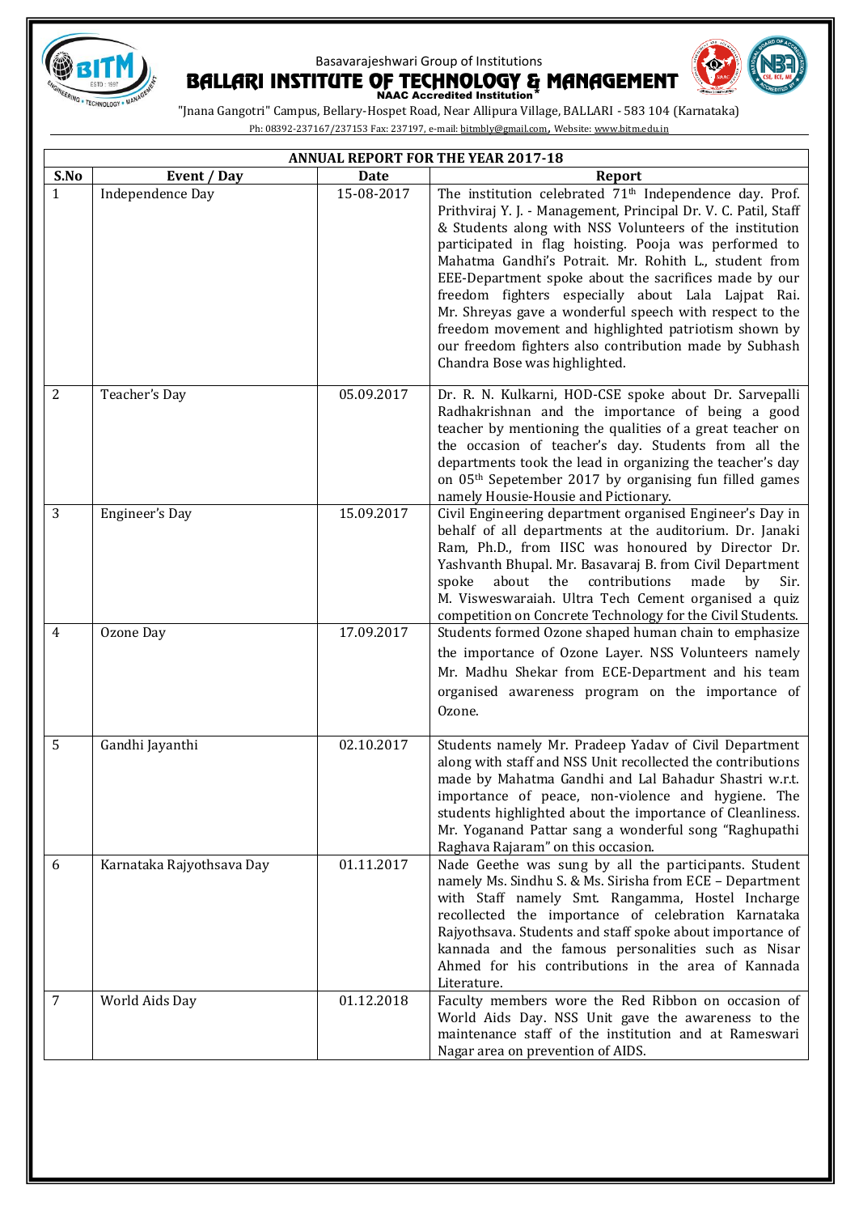Basavarajeshwari Group of Institutions

# BALLARI INSTITUTE OF TECHNOLOGY & MANAGEMENT

**NAAC Accredited Institution***

"Jnana Gangotri" Campus, Bellary-Hospet Road, Near Allipura Village, BALLARI - 583 104 (Karnataka)

Ph: 08392-237167/237153 Fax: 237197, e-mail: bitmbly@gmail.com, Website: www.bitm.edu.in

| ANNUAL REPORT FOR THE YEAR 2017-18 | | | |
|---|---|---|---|
| **S.No** | **Event / Day** | **Date** | **Report** |
| 1 | Independence Day | 15-08-2017 | The institution celebrated 71th Independence day. Prof. Prithviraj Y. J. - Management, Principal Dr. V. C. Patil, Staff & Students along with NSS Volunteers of the institution participated in flag hoisting. Pooja was performed to Mahatma Gandhi's Potrait. Mr. Rohith L., student from EEE-Department spoke about the sacrifices made by our freedom fighters especially about Lala Lajpat Rai. Mr. Shreyas gave a wonderful speech with respect to the freedom movement and highlighted patriotism shown by our freedom fighters also contribution made by Subhash Chandra Bose was highlighted. |
| 2 | Teacher's Day | 05.09.2017 | Dr. R. N. Kulkarni, HOD-CSE spoke about Dr. Sarvepalli Radhakrishnan and the importance of being a good teacher by mentioning the qualities of a great teacher on the occasion of teacher's day. Students from all the departments took the lead in organizing the teacher's day on 05th Sepetember 2017 by organising fun filled games namely Housie-Housie and Pictionary. |
| 3 | Engineer's Day | 15.09.2017 | Civil Engineering department organised Engineer's Day in behalf of all departments at the auditorium. Dr. Janaki Ram, Ph.D., from IISC was honoured by Director Dr. Yashvanth Bhupal. Mr. Basavaraj B. from Civil Department spoke about the contributions made by Sir. M. Visweswaraiah. Ultra Tech Cement organised a quiz competition on Concrete Technology for the Civil Students. |
| 4 | Ozone Day | 17.09.2017 | Students formed Ozone shaped human chain to emphasize the importance of Ozone Layer. NSS Volunteers namely Mr. Madhu Shekar from ECE-Department and his team organised awareness program on the importance of Ozone. |
| 5 | Gandhi Jayanthi | 02.10.2017 | Students namely Mr. Pradeep Yadav of Civil Department along with staff and NSS Unit recollected the contributions made by Mahatma Gandhi and Lal Bahadur Shastri w.r.t. importance of peace, non-violence and hygiene. The students highlighted about the importance of Cleanliness. Mr. Yoganand Pattar sang a wonderful song "Raghupathi Raghava Rajaram" on this occasion. |
| 6 | Karnataka Rajyothsava Day | 01.11.2017 | Nade Geethe was sung by all the participants. Student namely Ms. Sindhu S. & Ms. Sirisha from ECE – Department with Staff namely Smt. Rangamma, Hostel Incharge recollected the importance of celebration Karnataka Rajyothsava. Students and staff spoke about importance of kannada and the famous personalities such as Nisar Ahmed for his contributions in the area of Kannada Literature. |
| 7 | World Aids Day | 01.12.2018 | Faculty members wore the Red Ribbon on occasion of World Aids Day. NSS Unit gave the awareness to the maintenance staff of the institution and at Rameswari Nagar area on prevention of AIDS. |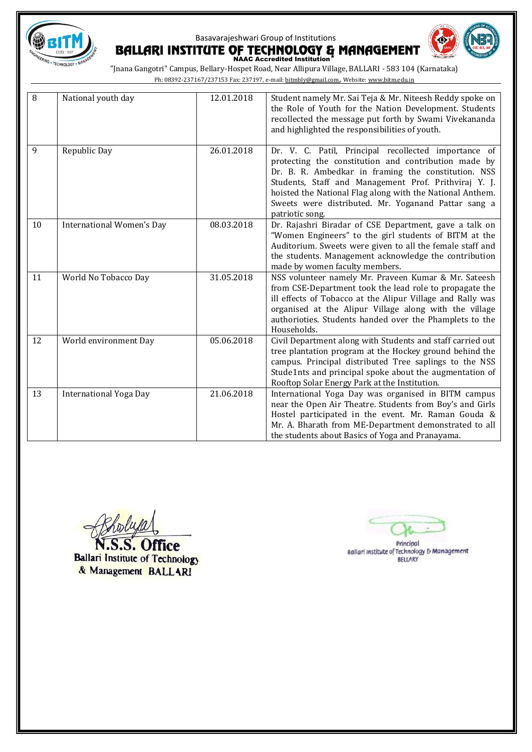| 8 | National youth day | 12.01.2018 | Student namely Mr. Sai Teja & Mr. Niteesh Reddy spoke on the Role of Youth for the Nation Development. Students recollected the message put forth by Swami Vivekananda and highlighted the responsibilities of youth. |
|---|---|---|---|
| 9 | Republic Day | 26.01.2018 | Dr. V. C. Patil, Principal recollected importance of protecting the constitution and contribution made by Dr. B. R. Ambedkar in framing the constitution. NSS Students, Staff and Management Prof. Prithviraj Y. J. hoisted the National Flag along with the National Anthem. Sweets were distributed. Mr. Yoganand Pattar sang a patriotic song. |
| 10 | International Women's Day | 08.03.2018 | Dr. Rajashri Biradar of CSE Department, gave a talk on "Women Engineers" to the girl students of BITM at the Auditorium. Sweets were given to all the female staff and the students. Management acknowledge the contribution made by women faculty members. |
| 11 | World No Tobacco Day | 31.05.2018 | NSS volunteer namely Mr. Praveen Kumar & Mr. Sateesh from CSE-Department took the lead role to propagate the ill effects of Tobacco at the Alipur Village and Rally was organised at the Alipur Village along with the village authorioties. Students handed over the Phamplets to the Households. |
| 12 | World environment Day | 05.06.2018 | Civil Department along with Students and staff carried out tree plantation program at the Hockey ground behind the campus. Principal distributed Tree saplings to the NSS Stude1nts and principal spoke about the augmentation of Rooftop Solar Energy Park at the Institution. |
| 13 | International Yoga Day | 21.06.2018 | International Yoga Day was organised in BITM campus near the Open Air Theatre. Students from Boy's and Girls Hostel participated in the event. Mr. Raman Gouda & Mr. A. Bharath from ME-Department demonstrated to all the students about Basics of Yoga and Pranayama. |

N.S.S. Office
Ballari Institute of Technology & Management BALLARI

Principal
Ballari Institute of Technology & Management
BELLARY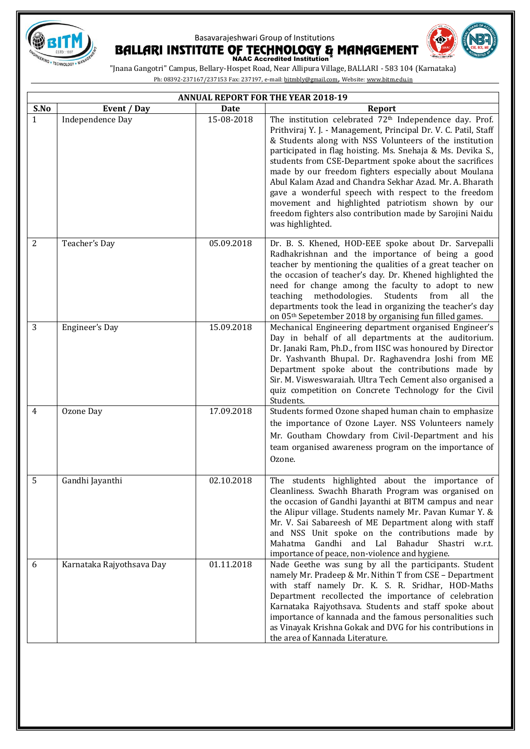Basavarajeshwari Group of Institutions

# BALLARI INSTITUTE OF TECHNOLOGY & MANAGEMENT

**NAAC Accredited Institution***

"Jnana Gangotri" Campus, Bellary-Hospet Road, Near Allipura Village, BALLARI - 583 104 (Karnataka)

Ph: 08392-237167/237153 Fax: 237197, e-mail: bitmbly@gmail.com, Website: www.bitm.edu.in

| ANNUAL REPORT FOR THE YEAR 2018-19 | | | |
|---|---|---|---|
| **S.No** | **Event / Day** | **Date** | **Report** |
| 1 | Independence Day | 15-08-2018 | The institution celebrated 72th Independence day. Prof. Prithviraj Y. J. - Management, Principal Dr. V. C. Patil, Staff & Students along with NSS Volunteers of the institution participated in flag hoisting. Ms. Snehaja & Ms. Devika S., students from CSE-Department spoke about the sacrifices made by our freedom fighters especially about Moulana Abul Kalam Azad and Chandra Sekhar Azad. Mr. A. Bharath gave a wonderful speech with respect to the freedom movement and highlighted patriotism shown by our freedom fighters also contribution made by Sarojini Naidu was highlighted. |
| 2 | Teacher's Day | 05.09.2018 | Dr. B. S. Khened, HOD-EEE spoke about Dr. Sarvepalli Radhakrishnan and the importance of being a good teacher by mentioning the qualities of a great teacher on the occasion of teacher's day. Dr. Khened highlighted the need for change among the faculty to adopt to new teaching methodologies. Students from all the departments took the lead in organizing the teacher's day on 05th Sepetember 2018 by organising fun filled games. |
| 3 | Engineer's Day | 15.09.2018 | Mechanical Engineering department organised Engineer's Day in behalf of all departments at the auditorium. Dr. Janaki Ram, Ph.D., from IISC was honoured by Director Dr. Yashvanth Bhupal. Dr. Raghavendra Joshi from ME Department spoke about the contributions made by Sir. M. Visweswaraiah. Ultra Tech Cement also organised a quiz competition on Concrete Technology for the Civil Students. |
| 4 | Ozone Day | 17.09.2018 | Students formed Ozone shaped human chain to emphasize the importance of Ozone Layer. NSS Volunteers namely Mr. Goutham Chowdary from Civil-Department and his team organised awareness program on the importance of Ozone. |
| 5 | Gandhi Jayanthi | 02.10.2018 | The students highlighted about the importance of Cleanliness. Swachh Bharath Program was organised on the occasion of Gandhi Jayanthi at BITM campus and near the Alipur village. Students namely Mr. Pavan Kumar Y. & Mr. V. Sai Sabareesh of ME Department along with staff and NSS Unit spoke on the contributions made by Mahatma Gandhi and Lal Bahadur Shastri w.r.t. importance of peace, non-violence and hygiene. |
| 6 | Karnataka Rajyothsava Day | 01.11.2018 | Nade Geethe was sung by all the participants. Student namely Mr. Pradeep & Mr. Nithin T from CSE – Department with staff namely Dr. K. S. R. Sridhar, HOD-Maths Department recollected the importance of celebration Karnataka Rajyothsava. Students and staff spoke about importance of kannada and the famous personalities such as Vinayak Krishna Gokak and DVG for his contributions in the area of Kannada Literature. |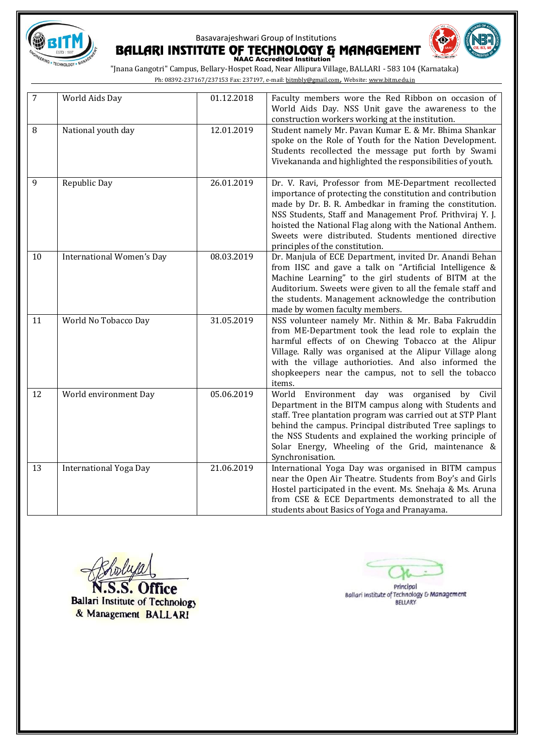| | | | |
|---|---|---|---|
| 7 | World Aids Day | 01.12.2018 | Faculty members wore the Red Ribbon on occasion of World Aids Day. NSS Unit gave the awareness to the construction workers working at the institution. |
| 8 | National youth day | 12.01.2019 | Student namely Mr. Pavan Kumar E. & Mr. Bhima Shankar spoke on the Role of Youth for the Nation Development. Students recollected the message put forth by Swami Vivekananda and highlighted the responsibilities of youth. |
| 9 | Republic Day | 26.01.2019 | Dr. V. Ravi, Professor from ME-Department recollected importance of protecting the constitution and contribution made by Dr. B. R. Ambedkar in framing the constitution. NSS Students, Staff and Management Prof. Prithviraj Y. J. hoisted the National Flag along with the National Anthem. Sweets were distributed. Students mentioned directive principles of the constitution. |
| 10 | International Women's Day | 08.03.2019 | Dr. Manjula of ECE Department, invited Dr. Anandi Behan from IISC and gave a talk on "Artificial Intelligence & Machine Learning" to the girl students of BITM at the Auditorium. Sweets were given to all the female staff and the students. Management acknowledge the contribution made by women faculty members. |
| 11 | World No Tobacco Day | 31.05.2019 | NSS volunteer namely Mr. Nithin & Mr. Baba Fakruddin from ME-Department took the lead role to explain the harmful effects of on Chewing Tobacco at the Alipur Village. Rally was organised at the Alipur Village along with the village authorioties. And also informed the shopkeepers near the campus, not to sell the tobacco items. |
| 12 | World environment Day | 05.06.2019 | World Environment day was organised by Civil Department in the BITM campus along with Students and staff. Tree plantation program was carried out at STP Plant behind the campus. Principal distributed Tree saplings to the NSS Students and explained the working principle of Solar Energy, Wheeling of the Grid, maintenance & Synchronisation. |
| 13 | International Yoga Day | 21.06.2019 | International Yoga Day was organised in BITM campus near the Open Air Theatre. Students from Boy's and Girls Hostel participated in the event. Ms. Snehaja & Ms. Aruna from CSE & ECE Departments demonstrated to all the students about Basics of Yoga and Pranayama. |

N.S.S. Office
Ballari Institute of Technology
& Management BALLARI

Principal
Ballari Institute of Technology & Management
BELLARY